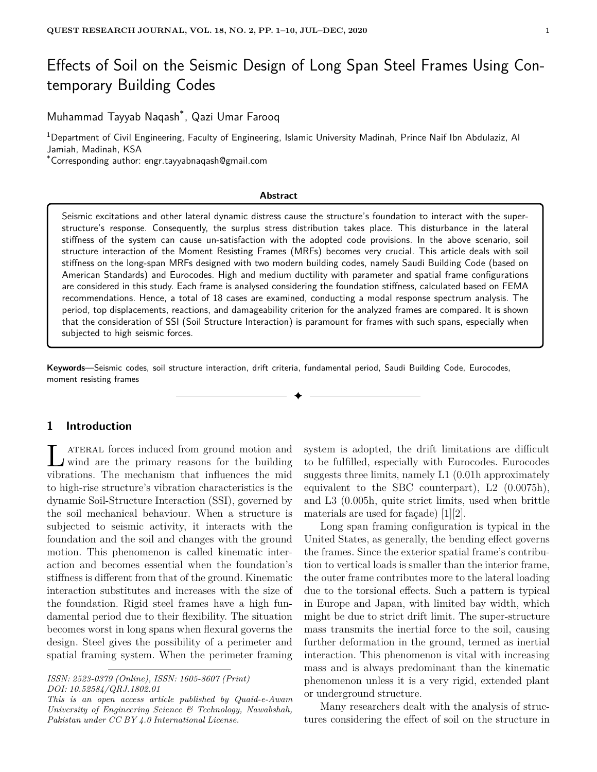# Effects of Soil on the Seismic Design of Long Span Steel Frames Using Contemporary Building Codes

Muhammad Tayyab Naqash*, Qazi Umar Farooq

[1]Department of Civil Engineering, Faculty of Engineering, Islamic University Madinah, Prince Naif Ibn Abdulaziz, Al Jamiah, Madinah, KSA

*Corresponding author: engr.tayyabnaqash@gmail.com

**Abstract**

Seismic excitations and other lateral dynamic distress cause the structure's foundation to interact with the superstructure's response. Consequently, the surplus stress distribution takes place. This disturbance in the lateral stiffness of the system can cause un-satisfaction with the adopted code provisions. In the above scenario, soil structure interaction of the Moment Resisting Frames (MRFs) becomes very crucial. This article deals with soil stiffness on the long-span MRFs designed with two modern building codes, namely Saudi Building Code (based on American Standards) and Eurocodes. High and medium ductility with parameter and spatial frame configurations are considered in this study. Each frame is analysed considering the foundation stiffness, calculated based on FEMA recommendations. Hence, a total of 18 cases are examined, conducting a modal response spectrum analysis. The period, top displacements, reactions, and damageability criterion for the analyzed frames are compared. It is shown that the consideration of SSI (Soil Structure Interaction) is paramount for frames with such spans, especially when subjected to high seismic forces.

**Keywords**—Seismic codes, soil structure interaction, drift criteria, fundamental period, Saudi Building Code, Eurocodes, moment resisting frames

## 1 Introduction

Lateral forces induced from ground motion and wind are the primary reasons for the building vibrations. The mechanism that influences the mid to high-rise structure's vibration characteristics is the dynamic Soil-Structure Interaction (SSI), governed by the soil mechanical behaviour. When a structure is subjected to seismic activity, it interacts with the foundation and the soil and changes with the ground motion. This phenomenon is called kinematic interaction and becomes essential when the foundation's stiffness is different from that of the ground. Kinematic interaction substitutes and increases with the size of the foundation. Rigid steel frames have a high fundamental period due to their flexibility. The situation becomes worst in long spans when flexural governs the design. Steel gives the possibility of a perimeter and spatial framing system. When the perimeter framing system is adopted, the drift limitations are difficult to be fulfilled, especially with Eurocodes. Eurocodes suggests three limits, namely L1 (0.01h approximately equivalent to the SBC counterpart), L2 (0.0075h), and L3 (0.005h, quite strict limits, used when brittle materials are used for façade) [1][2].

Long span framing configuration is typical in the United States, as generally, the bending effect governs the frames. Since the exterior spatial frame's contribution to vertical loads is smaller than the interior frame, the outer frame contributes more to the lateral loading due to the torsional effects. Such a pattern is typical in Europe and Japan, with limited bay width, which might be due to strict drift limit. The super-structure mass transmits the inertial force to the soil, causing further deformation in the ground, termed as inertial interaction. This phenomenon is vital with increasing mass and is always predominant than the kinematic phenomenon unless it is a very rigid, extended plant or underground structure.

Many researchers dealt with the analysis of structures considering the effect of soil on the structure in

*ISSN: 2523-0379 (Online), ISSN: 1605-8607 (Print)*
*DOI: 10.52584/QRJ.1802.01*
*This is an open access article published by Quaid-e-Awam University of Engineering Science & Technology, Nawabshah, Pakistan under CC BY 4.0 International License.*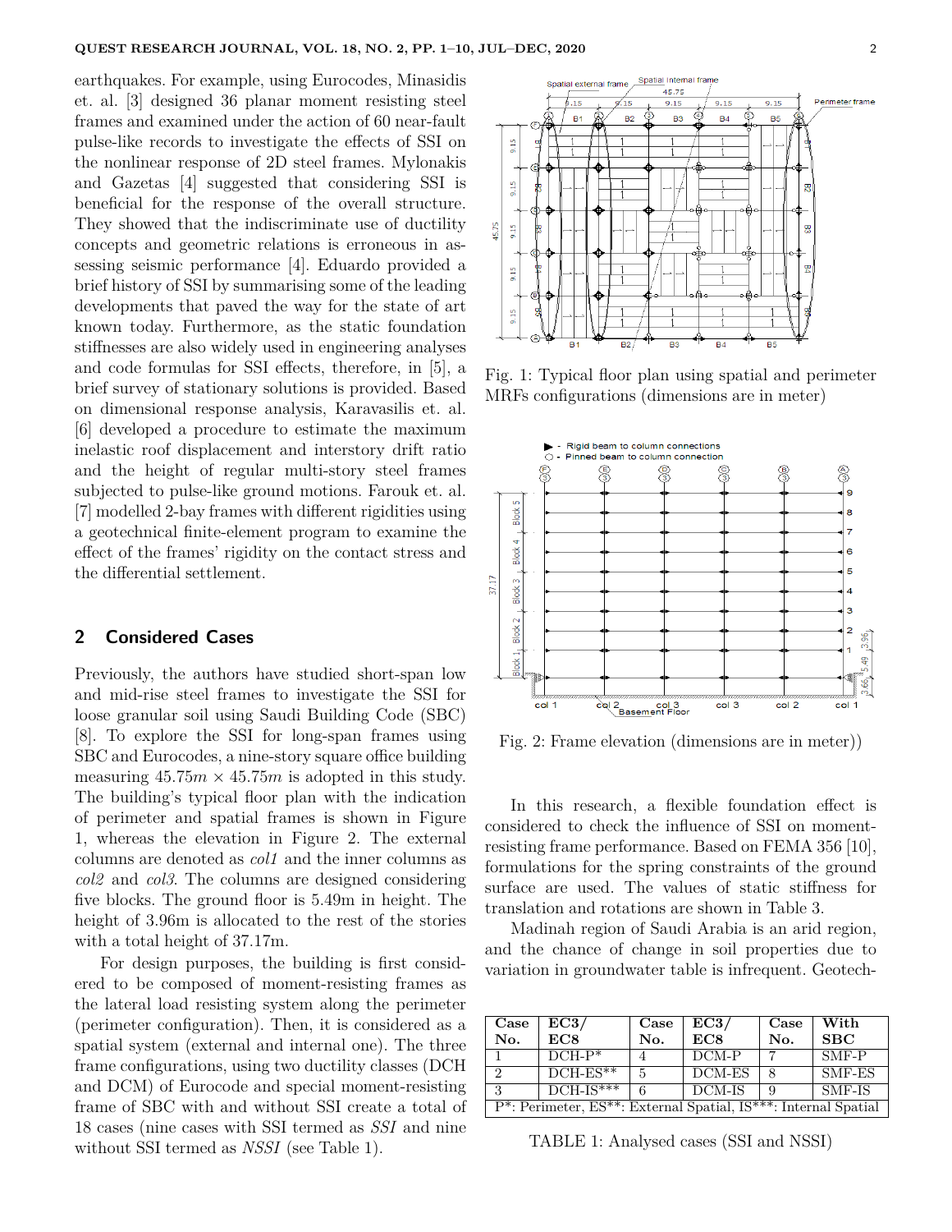earthquakes. For example, using Eurocodes, Minasidis et. al. [3] designed 36 planar moment resisting steel frames and examined under the action of 60 near-fault pulse-like records to investigate the effects of SSI on the nonlinear response of 2D steel frames. Mylonakis and Gazetas [4] suggested that considering SSI is beneficial for the response of the overall structure. They showed that the indiscriminate use of ductility concepts and geometric relations is erroneous in assessing seismic performance [4]. Eduardo provided a brief history of SSI by summarising some of the leading developments that paved the way for the state of art known today. Furthermore, as the static foundation stiffnesses are also widely used in engineering analyses and code formulas for SSI effects, therefore, in [5], a brief survey of stationary solutions is provided. Based on dimensional response analysis, Karavasilis et. al. [6] developed a procedure to estimate the maximum inelastic roof displacement and interstory drift ratio and the height of regular multi-story steel frames subjected to pulse-like ground motions. Farouk et. al. [7] modelled 2-bay frames with different rigidities using a geotechnical finite-element program to examine the effect of the frames' rigidity on the contact stress and the differential settlement.

## 2 Considered Cases

Previously, the authors have studied short-span low and mid-rise steel frames to investigate the SSI for loose granular soil using Saudi Building Code (SBC) [8]. To explore the SSI for long-span frames using SBC and Eurocodes, a nine-story square office building measuring $45.75m \times 45.75m$ is adopted in this study. The building's typical floor plan with the indication of perimeter and spatial frames is shown in Figure 1, whereas the elevation in Figure 2. The external columns are denoted as *col1* and the inner columns as *col2* and *col3*. The columns are designed considering five blocks. The ground floor is 5.49m in height. The height of 3.96m is allocated to the rest of the stories with a total height of 37.17m.

For design purposes, the building is first considered to be composed of moment-resisting frames as the lateral load resisting system along the perimeter (perimeter configuration). Then, it is considered as a spatial system (external and internal one). The three frame configurations, using two ductility classes (DCH and DCM) of Eurocode and special moment-resisting frame of SBC with and without SSI create a total of 18 cases (nine cases with SSI termed as *SSI* and nine without SSI termed as *NSSI* (see Table 1).

Fig. 1: Typical floor plan using spatial and perimeter MRFs configurations (dimensions are in meter)

Fig. 2: Frame elevation (dimensions are in meter))

In this research, a flexible foundation effect is considered to check the influence of SSI on moment-resisting frame performance. Based on FEMA 356 [10], formulations for the spring constraints of the ground surface are used. The values of static stiffness for translation and rotations are shown in Table 3.

Madinah region of Saudi Arabia is an arid region, and the chance of change in soil properties due to variation in groundwater table is infrequent. Geotech-

| Case No. | EC3/ EC8 | Case No. | EC3/ EC8 | Case No. | With SBC |
|---|---|---|---|---|---|
| 1 | DCH-P* | 4 | DCM-P | 7 | SMF-P |
| 2 | DCH-ES** | 5 | DCM-ES | 8 | SMF-ES |
| 3 | DCH-IS*** | 6 | DCM-IS | 9 | SMF-IS |
| P*: Perimeter, ES**: External Spatial, IS***: Internal Spatial | | | | | |

TABLE 1: Analysed cases (SSI and NSSI)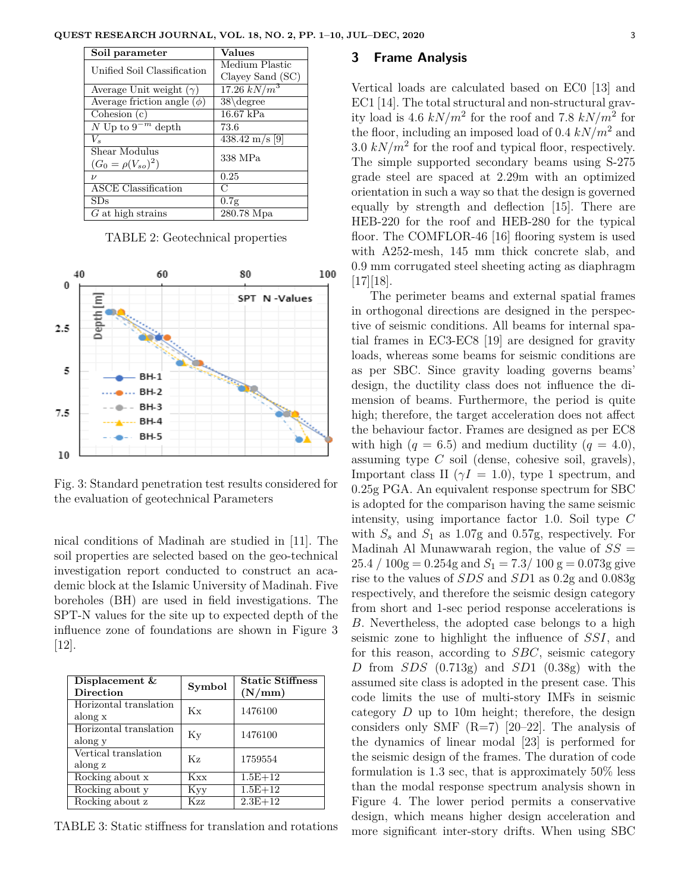| Soil parameter | Values |
|---|---|
| Unified Soil Classification | Medium Plastic Clayey Sand (SC) |
| Average Unit weight ($\gamma$) | 17.26 $kN/m^3$ |
| Average friction angle ($\phi$) | 38\degree |
| Cohesion (c) | 16.67 kPa |
| $N$ Up to $9^{-m}$ depth | 73.6 |
| $V_s$ | 438.42 m/s [9] |
| Shear Modulus ($G_0 = \rho(V_{so})^2$) | 338 MPa |
| $\nu$ | 0.25 |
| ASCE Classification | C |
| SDs | 0.7g |
| $G$ at high strains | 280.78 Mpa |

TABLE 2: Geotechnical properties

Fig. 3: Standard penetration test results considered for the evaluation of geotechnical Parameters

nical conditions of Madinah are studied in [11]. The soil properties are selected based on the geo-technical investigation report conducted to construct an academic block at the Islamic University of Madinah. Five boreholes (BH) are used in field investigations. The SPT-N values for the site up to expected depth of the influence zone of foundations are shown in Figure 3 [12].

| Displacement & Direction | Symbol | Static Stiffness (N/mm) |
|---|---|---|
| Horizontal translation along x | Kx | 1476100 |
| Horizontal translation along y | Ky | 1476100 |
| Vertical translation along z | Kz | 1759554 |
| Rocking about x | Kxx | 1.5E+12 |
| Rocking about y | Kyy | 1.5E+12 |
| Rocking about z | Kzz | 2.3E+12 |

TABLE 3: Static stiffness for translation and rotations

## 3 Frame Analysis

Vertical loads are calculated based on EC0 [13] and EC1 [14]. The total structural and non-structural gravity load is 4.6 $kN/m^2$ for the roof and 7.8 $kN/m^2$ for the floor, including an imposed load of 0.4 $kN/m^2$ and 3.0 $kN/m^2$ for the roof and typical floor, respectively. The simple supported secondary beams using S-275 grade steel are spaced at 2.29m with an optimized orientation in such a way so that the design is governed equally by strength and deflection [15]. There are HEB-220 for the roof and HEB-280 for the typical floor. The COMFLOR-46 [16] flooring system is used with A252-mesh, 145 mm thick concrete slab, and 0.9 mm corrugated steel sheeting acting as diaphragm [17][18].

The perimeter beams and external spatial frames in orthogonal directions are designed in the perspective of seismic conditions. All beams for internal spatial frames in EC3-EC8 [19] are designed for gravity loads, whereas some beams for seismic conditions are as per SBC. Since gravity loading governs beams' design, the ductility class does not influence the dimension of beams. Furthermore, the period is quite high; therefore, the target acceleration does not affect the behaviour factor. Frames are designed as per EC8 with high ($q = 6.5$) and medium ductility ($q = 4.0$), assuming type $C$ soil (dense, cohesive soil, gravels), Important class II ($\gamma I = 1.0$), type 1 spectrum, and 0.25g PGA. An equivalent response spectrum for SBC is adopted for the comparison having the same seismic intensity, using importance factor 1.0. Soil type $C$ with $S_s$ and $S_1$ as 1.07g and 0.57g, respectively. For Madinah Al Munawwarah region, the value of $SS = 25.4 / 100\text{g} = 0.254\text{g}$ and $S_1 = 7.3/ 100\text{ g} = 0.073\text{g}$ give rise to the values of $SDS$ and $SD1$ as 0.2g and 0.083g respectively, and therefore the seismic design category from short and 1-sec period response accelerations is $B$. Nevertheless, the adopted case belongs to a high seismic zone to highlight the influence of $SSI$, and for this reason, according to $SBC$, seismic category $D$ from $SDS$ (0.713g) and $SD1$ (0.38g) with the assumed site class is adopted in the present case. This code limits the use of multi-story IMFs in seismic category $D$ up to 10m height; therefore, the design considers only SMF (R=7) [20–22]. The analysis of the dynamics of linear modal [23] is performed for the seismic design of the frames. The duration of code formulation is 1.3 sec, that is approximately 50% less than the modal response spectrum analysis shown in Figure 4. The lower period permits a conservative design, which means higher design acceleration and more significant inter-story drifts. When using SBC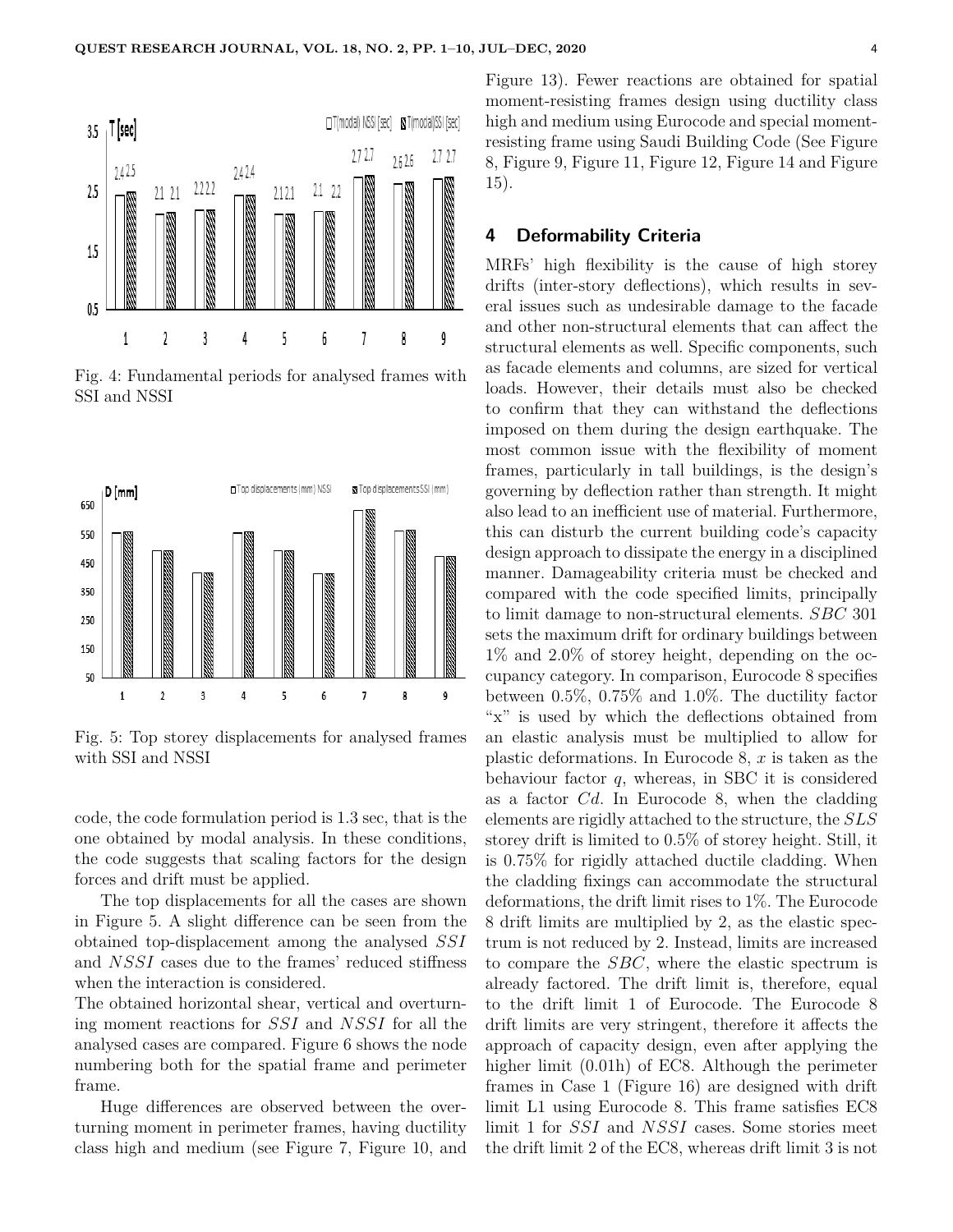Fig. 4: Fundamental periods for analysed frames with SSI and NSSI

Fig. 5: Top storey displacements for analysed frames with SSI and NSSI

code, the code formulation period is 1.3 sec, that is the one obtained by modal analysis. In these conditions, the code suggests that scaling factors for the design forces and drift must be applied.

The top displacements for all the cases are shown in Figure 5. A slight difference can be seen from the obtained top-displacement among the analysed $SSI$ and $NSSI$ cases due to the frames' reduced stiffness when the interaction is considered.

The obtained horizontal shear, vertical and overturning moment reactions for $SSI$ and $NSSI$ for all the analysed cases are compared. Figure 6 shows the node numbering both for the spatial frame and perimeter frame.

Huge differences are observed between the overturning moment in perimeter frames, having ductility class high and medium (see Figure 7, Figure 10, and Figure 13). Fewer reactions are obtained for spatial moment-resisting frames design using ductility class high and medium using Eurocode and special moment-resisting frame using Saudi Building Code (See Figure 8, Figure 9, Figure 11, Figure 12, Figure 14 and Figure 15).

## 4 Deformability Criteria

MRFs' high flexibility is the cause of high storey drifts (inter-story deflections), which results in several issues such as undesirable damage to the facade and other non-structural elements that can affect the structural elements as well. Specific components, such as facade elements and columns, are sized for vertical loads. However, their details must also be checked to confirm that they can withstand the deflections imposed on them during the design earthquake. The most common issue with the flexibility of moment frames, particularly in tall buildings, is the design's governing by deflection rather than strength. It might also lead to an inefficient use of material. Furthermore, this can disturb the current building code's capacity design approach to dissipate the energy in a disciplined manner. Damageability criteria must be checked and compared with the code specified limits, principally to limit damage to non-structural elements. $SBC$ 301 sets the maximum drift for ordinary buildings between 1% and 2.0% of storey height, depending on the occupancy category. In comparison, Eurocode 8 specifies between 0.5%, 0.75% and 1.0%. The ductility factor "x" is used by which the deflections obtained from an elastic analysis must be multiplied to allow for plastic deformations. In Eurocode 8, $x$ is taken as the behaviour factor $q$, whereas, in SBC it is considered as a factor $Cd$. In Eurocode 8, when the cladding elements are rigidly attached to the structure, the $SLS$ storey drift is limited to 0.5% of storey height. Still, it is 0.75% for rigidly attached ductile cladding. When the cladding fixings can accommodate the structural deformations, the drift limit rises to 1%. The Eurocode 8 drift limits are multiplied by 2, as the elastic spectrum is not reduced by 2. Instead, limits are increased to compare the $SBC$, where the elastic spectrum is already factored. The drift limit is, therefore, equal to the drift limit 1 of Eurocode. The Eurocode 8 drift limits are very stringent, therefore it affects the approach of capacity design, even after applying the higher limit (0.01h) of EC8. Although the perimeter frames in Case 1 (Figure 16) are designed with drift limit L1 using Eurocode 8. This frame satisfies EC8 limit 1 for $SSI$ and $NSSI$ cases. Some stories meet the drift limit 2 of the EC8, whereas drift limit 3 is not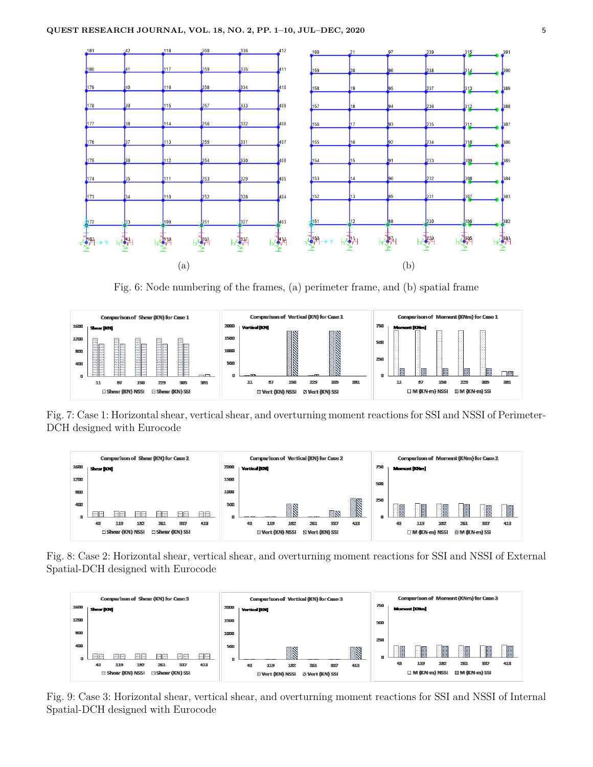Fig. 6: Node numbering of the frames, (a) perimeter frame, and (b) spatial frame

Fig. 7: Case 1: Horizontal shear, vertical shear, and overturning moment reactions for SSI and NSSI of Perimeter-DCH designed with Eurocode

Fig. 8: Case 2: Horizontal shear, vertical shear, and overturning moment reactions for SSI and NSSI of External Spatial-DCH designed with Eurocode

Fig. 9: Case 3: Horizontal shear, vertical shear, and overturning moment reactions for SSI and NSSI of Internal Spatial-DCH designed with Eurocode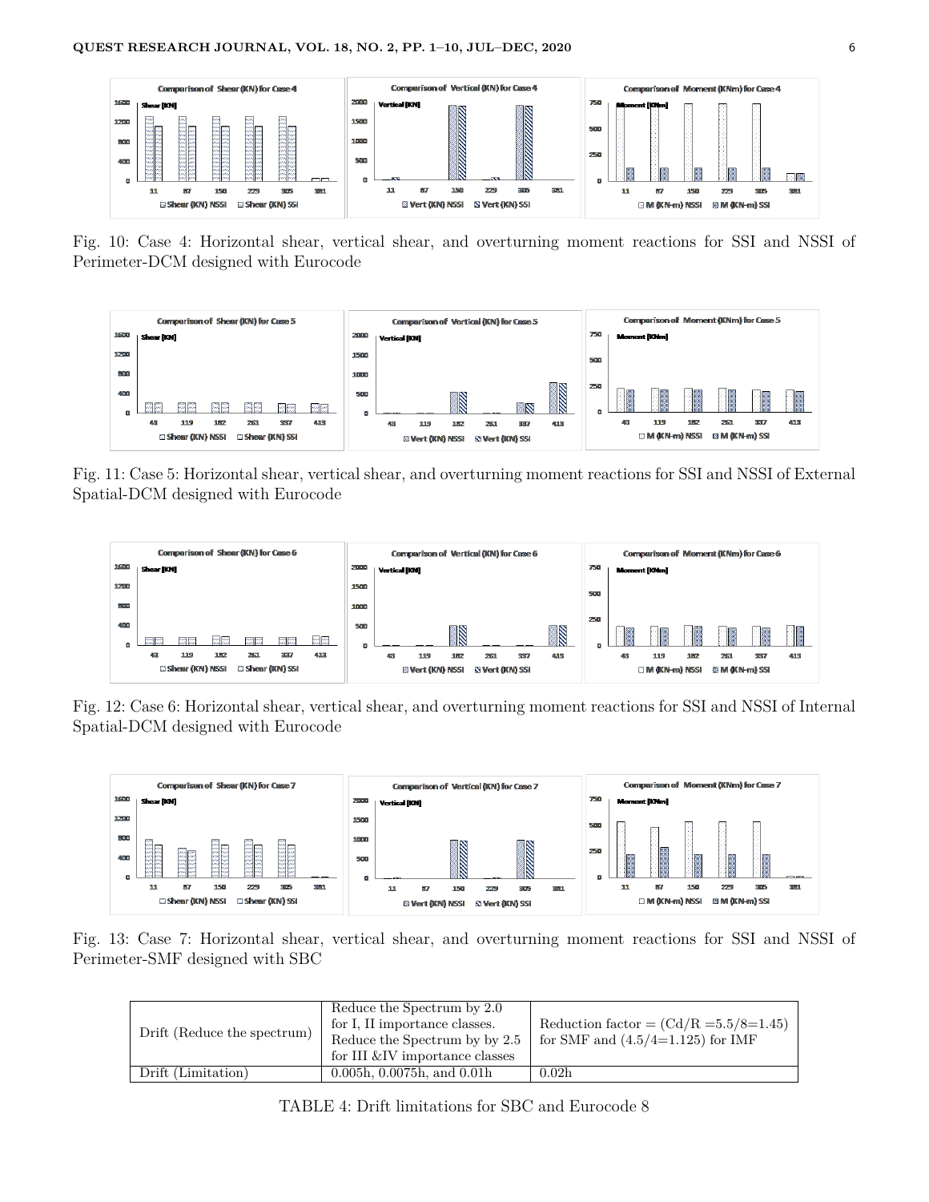Fig. 10: Case 4: Horizontal shear, vertical shear, and overturning moment reactions for SSI and NSSI of Perimeter-DCM designed with Eurocode

Fig. 11: Case 5: Horizontal shear, vertical shear, and overturning moment reactions for SSI and NSSI of External Spatial-DCM designed with Eurocode

Fig. 12: Case 6: Horizontal shear, vertical shear, and overturning moment reactions for SSI and NSSI of Internal Spatial-DCM designed with Eurocode

Fig. 13: Case 7: Horizontal shear, vertical shear, and overturning moment reactions for SSI and NSSI of Perimeter-SMF designed with SBC

| Drift (Reduce the spectrum) | Reduce the Spectrum by 2.0 for I, II importance classes. Reduce the Spectrum by by 2.5 for III &IV importance classes | Reduction factor = (Cd/R =5.5/8=1.45) for SMF and (4.5/4=1.125) for IMF |
|---|---|---|
| Drift (Limitation) | 0.005h, 0.0075h, and 0.01h | 0.02h |

TABLE 4: Drift limitations for SBC and Eurocode 8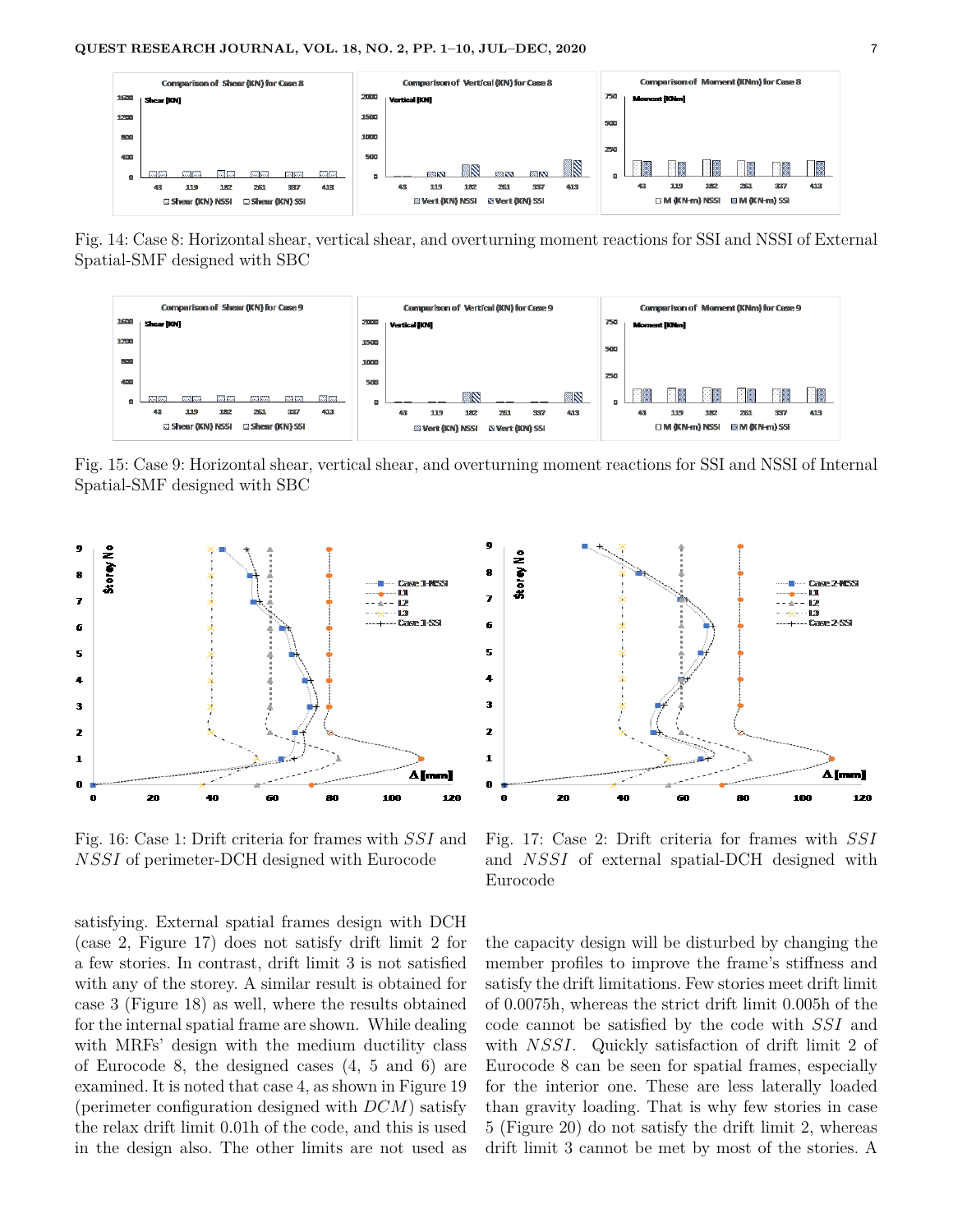Fig. 14: Case 8: Horizontal shear, vertical shear, and overturning moment reactions for SSI and NSSI of External Spatial-SMF designed with SBC

Fig. 15: Case 9: Horizontal shear, vertical shear, and overturning moment reactions for SSI and NSSI of Internal Spatial-SMF designed with SBC

Fig. 16: Case 1: Drift criteria for frames with *SSI* and *NSSI* of perimeter-DCH designed with Eurocode

Fig. 17: Case 2: Drift criteria for frames with *SSI* and *NSSI* of external spatial-DCH designed with Eurocode

satisfying. External spatial frames design with DCH (case 2, Figure 17) does not satisfy drift limit 2 for a few stories. In contrast, drift limit 3 is not satisfied with any of the storey. A similar result is obtained for case 3 (Figure 18) as well, where the results obtained for the internal spatial frame are shown. While dealing with MRFs' design with the medium ductility class of Eurocode 8, the designed cases (4, 5 and 6) are examined. It is noted that case 4, as shown in Figure 19 (perimeter configuration designed with *DCM*) satisfy the relax drift limit 0.01h of the code, and this is used in the design also. The other limits are not used as the capacity design will be disturbed by changing the member profiles to improve the frame's stiffness and satisfy the drift limitations. Few stories meet drift limit of 0.0075h, whereas the strict drift limit 0.005h of the code cannot be satisfied by the code with *SSI* and with *NSSI*. Quickly satisfaction of drift limit 2 of Eurocode 8 can be seen for spatial frames, especially for the interior one. These are less laterally loaded than gravity loading. That is why few stories in case 5 (Figure 20) do not satisfy the drift limit 2, whereas drift limit 3 cannot be met by most of the stories. A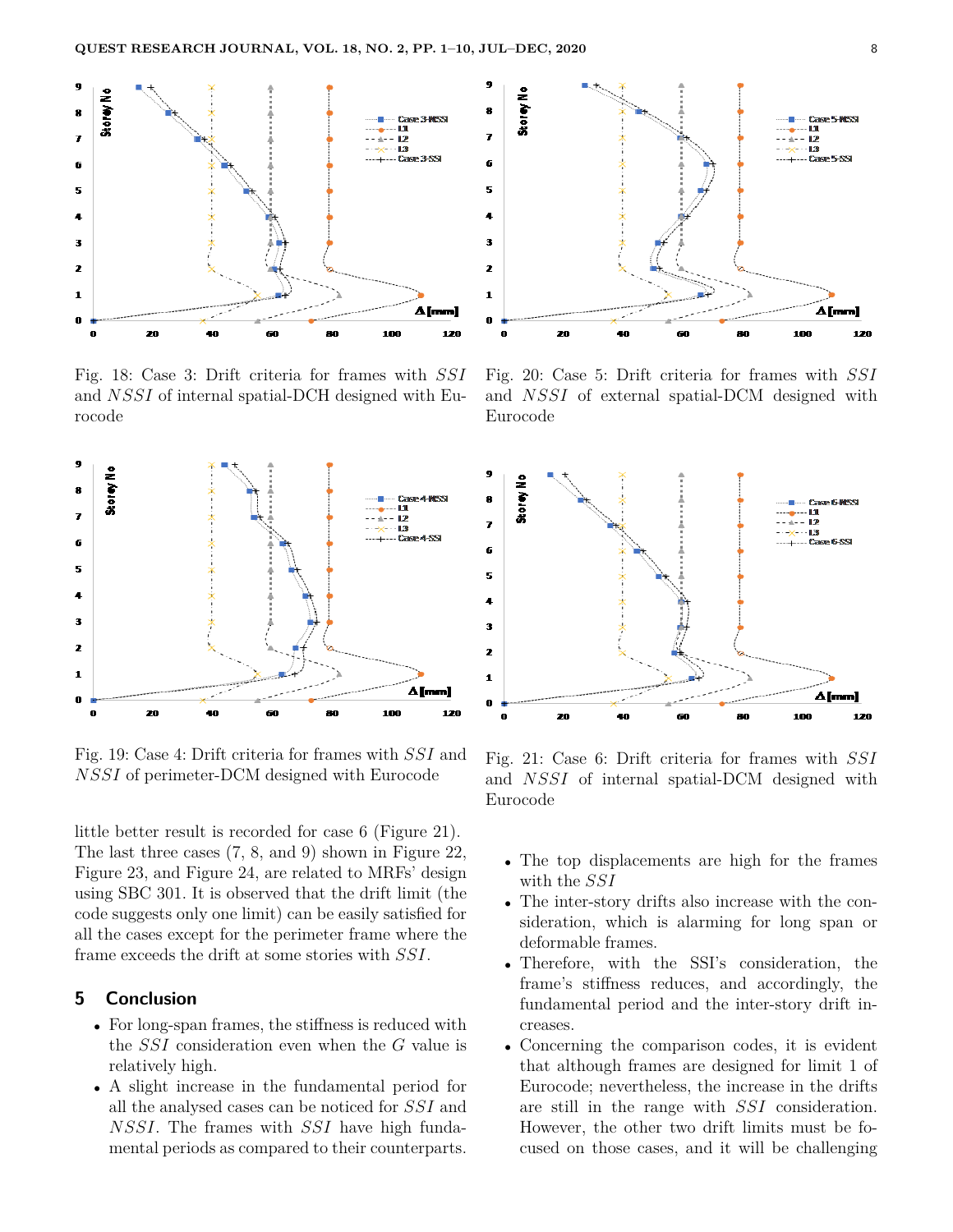Fig. 18: Case 3: Drift criteria for frames with $SSI$ and $NSSI$ of internal spatial-DCH designed with Eurocode

Fig. 20: Case 5: Drift criteria for frames with $SSI$ and $NSSI$ of external spatial-DCM designed with Eurocode

Fig. 19: Case 4: Drift criteria for frames with $SSI$ and $NSSI$ of perimeter-DCM designed with Eurocode

Fig. 21: Case 6: Drift criteria for frames with $SSI$ and $NSSI$ of internal spatial-DCM designed with Eurocode

little better result is recorded for case 6 (Figure 21). The last three cases (7, 8, and 9) shown in Figure 22, Figure 23, and Figure 24, are related to MRFs' design using SBC 301. It is observed that the drift limit (the code suggests only one limit) can be easily satisfied for all the cases except for the perimeter frame where the frame exceeds the drift at some stories with $SSI$.

## 5 Conclusion

- For long-span frames, the stiffness is reduced with the $SSI$ consideration even when the $G$ value is relatively high.
- A slight increase in the fundamental period for all the analysed cases can be noticed for $SSI$ and $NSSI$. The frames with $SSI$ have high fundamental periods as compared to their counterparts.
- The top displacements are high for the frames with the $SSI$
- The inter-story drifts also increase with the consideration, which is alarming for long span or deformable frames.
- Therefore, with the SSI's consideration, the frame's stiffness reduces, and accordingly, the fundamental period and the inter-story drift increases.
- Concerning the comparison codes, it is evident that although frames are designed for limit 1 of Eurocode; nevertheless, the increase in the drifts are still in the range with $SSI$ consideration. However, the other two drift limits must be focused on those cases, and it will be challenging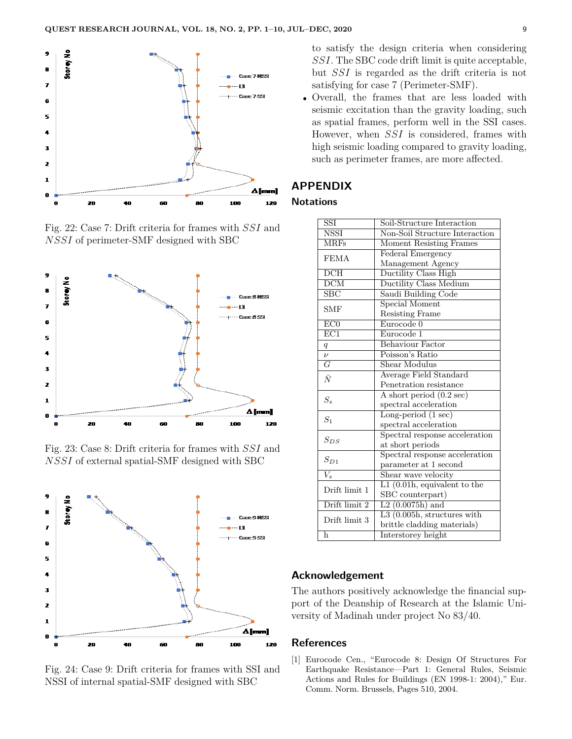Fig. 22: Case 7: Drift criteria for frames with $SSI$ and $NSSI$ of perimeter-SMF designed with SBC

Fig. 23: Case 8: Drift criteria for frames with $SSI$ and $NSSI$ of external spatial-SMF designed with SBC

Fig. 24: Case 9: Drift criteria for frames with SSI and NSSI of internal spatial-SMF designed with SBC

to satisfy the design criteria when considering $SSI$. The SBC code drift limit is quite acceptable, but $SSI$ is regarded as the drift criteria is not satisfying for case 7 (Perimeter-SMF).

- Overall, the frames that are less loaded with seismic excitation than the gravity loading, such as spatial frames, perform well in the SSI cases. However, when $SSI$ is considered, frames with high seismic loading compared to gravity loading, such as perimeter frames, are more affected.

## APPENDIX

### Notations

| | |
|---|---|
| SSI | Soil-Structure Interaction |
| NSSI | Non-Soil Structure Interaction |
| MRFs | Moment Resisting Frames |
| FEMA | Federal Emergency Management Agency |
| DCH | Ductility Class High |
| DCM | Ductility Class Medium |
| SBC | Saudi Building Code |
| SMF | Special Moment Resisting Frame |
| EC0 | Eurocode 0 |
| EC1 | Eurocode 1 |
| $q$ | Behaviour Factor |
| $\nu$ | Poisson's Ratio |
| $G$ | Shear Modulus |
| $\bar{N}$ | Average Field Standard Penetration resistance |
| $S_s$ | A short period (0.2 sec) spectral acceleration |
| $S_1$ | Long-period (1 sec) spectral acceleration |
| $S_{DS}$ | Spectral response acceleration at short periods |
| $S_{D1}$ | Spectral response acceleration parameter at 1 second |
| $V_s$ | Shear wave velocity |
| Drift limit 1 | L1 (0.01h, equivalent to the SBC counterpart) |
| Drift limit 2 | L2 (0.0075h) and |
| Drift limit 3 | L3 (0.005h, structures with brittle cladding materials) |
| h | Interstorey height |

## Acknowledgement

The authors positively acknowledge the financial support of the Deanship of Research at the Islamic University of Madinah under project No 83/40.

## References

[1] Eurocode Cen., "Eurocode 8: Design Of Structures For Earthquake Resistance—Part 1: General Rules, Seismic Actions and Rules for Buildings (EN 1998-1: 2004)," Eur. Comm. Norm. Brussels, Pages 510, 2004.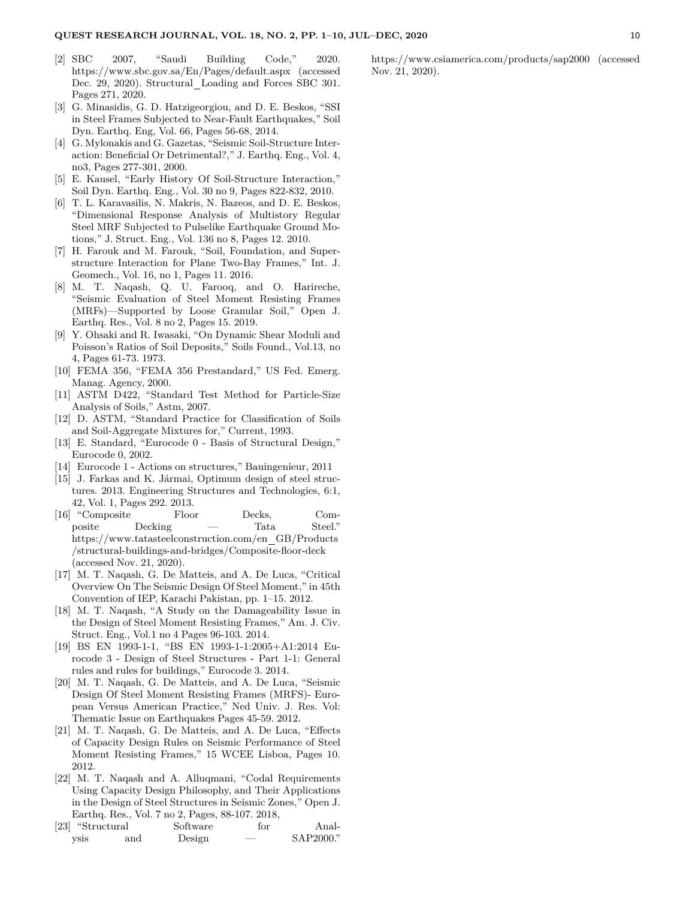[2] SBC 2007, "Saudi Building Code," 2020. https://www.sbc.gov.sa/En/Pages/default.aspx (accessed Dec. 29, 2020). Structural_Loading and Forces SBC 301. Pages 271, 2020.

[3] G. Minasidis, G. D. Hatzigeorgiou, and D. E. Beskos, "SSI in Steel Frames Subjected to Near-Fault Earthquakes," Soil Dyn. Earthq. Eng, Vol. 66, Pages 56-68, 2014.

[4] G. Mylonakis and G. Gazetas, "Seismic Soil-Structure Interaction: Beneficial Or Detrimental?," J. Earthq. Eng., Vol. 4, no3, Pages 277-301, 2000.

[5] E. Kausel, "Early History Of Soil-Structure Interaction," Soil Dyn. Earthq. Eng., Vol. 30 no 9, Pages 822-832, 2010.

[6] T. L. Karavasilis, N. Makris, N. Bazeos, and D. E. Beskos, "Dimensional Response Analysis of Multistory Regular Steel MRF Subjected to Pulselike Earthquake Ground Motions," J. Struct. Eng., Vol. 136 no 8, Pages 12. 2010.

[7] H. Farouk and M. Farouk, "Soil, Foundation, and Superstructure Interaction for Plane Two-Bay Frames," Int. J. Geomech., Vol. 16, no 1, Pages 11. 2016.

[8] M. T. Naqash, Q. U. Farooq, and O. Harireche, "Seismic Evaluation of Steel Moment Resisting Frames (MRFs)—Supported by Loose Granular Soil," Open J. Earthq. Res., Vol. 8 no 2, Pages 15. 2019.

[9] Y. Ohsaki and R. Iwasaki, "On Dynamic Shear Moduli and Poisson's Ratios of Soil Deposits," Soils Found., Vol.13, no 4, Pages 61-73. 1973.

[10] FEMA 356, "FEMA 356 Prestandard," US Fed. Emerg. Manag. Agency, 2000.

[11] ASTM D422, "Standard Test Method for Particle-Size Analysis of Soils," Astm, 2007.

[12] D. ASTM, "Standard Practice for Classification of Soils and Soil-Aggregate Mixtures for," Current, 1993.

[13] E. Standard, "Eurocode 0 - Basis of Structural Design," Eurocode 0, 2002.

[14] Eurocode 1 - Actions on structures," Bauingenieur, 2011

[15] J. Farkas and K. Jármai, Optimum design of steel structures. 2013. Engineering Structures and Technologies, 6:1, 42, Vol. 1, Pages 292. 2013.

[16] "Composite Floor Decks, Composite Decking — Tata Steel." https://www.tatasteelconstruction.com/en_GB/Products/structural-buildings-and-bridges/Composite-floor-deck (accessed Nov. 21, 2020).

[17] M. T. Naqash, G. De Matteis, and A. De Luca, "Critical Overview On The Seismic Design Of Steel Moment," in 45th Convention of IEP, Karachi Pakistan, pp. 1–15. 2012.

[18] M. T. Naqash, "A Study on the Damageability Issue in the Design of Steel Moment Resisting Frames," Am. J. Civ. Struct. Eng., Vol.1 no 4 Pages 96-103. 2014.

[19] BS EN 1993-1-1, "BS EN 1993-1-1:2005+A1:2014 Eurocode 3 - Design of Steel Structures - Part 1-1: General rules and rules for buildings," Eurocode 3. 2014.

[20] M. T. Naqash, G. De Matteis, and A. De Luca, "Seismic Design Of Steel Moment Resisting Frames (MRFS)- European Versus American Practice," Ned Univ. J. Res. Vol: Thematic Issue on Earthquakes Pages 45-59. 2012.

[21] M. T. Naqash, G. De Matteis, and A. De Luca, "Effects of Capacity Design Rules on Seismic Performance of Steel Moment Resisting Frames," 15 WCEE Lisboa, Pages 10. 2012.

[22] M. T. Naqash and A. Alluqmani, "Codal Requirements Using Capacity Design Philosophy, and Their Applications in the Design of Steel Structures in Seismic Zones," Open J. Earthq. Res., Vol. 7 no 2, Pages, 88-107. 2018,

[23] "Structural Software for Analysis and Design — SAP2000." https://www.csiamerica.com/products/sap2000 (accessed Nov. 21, 2020).